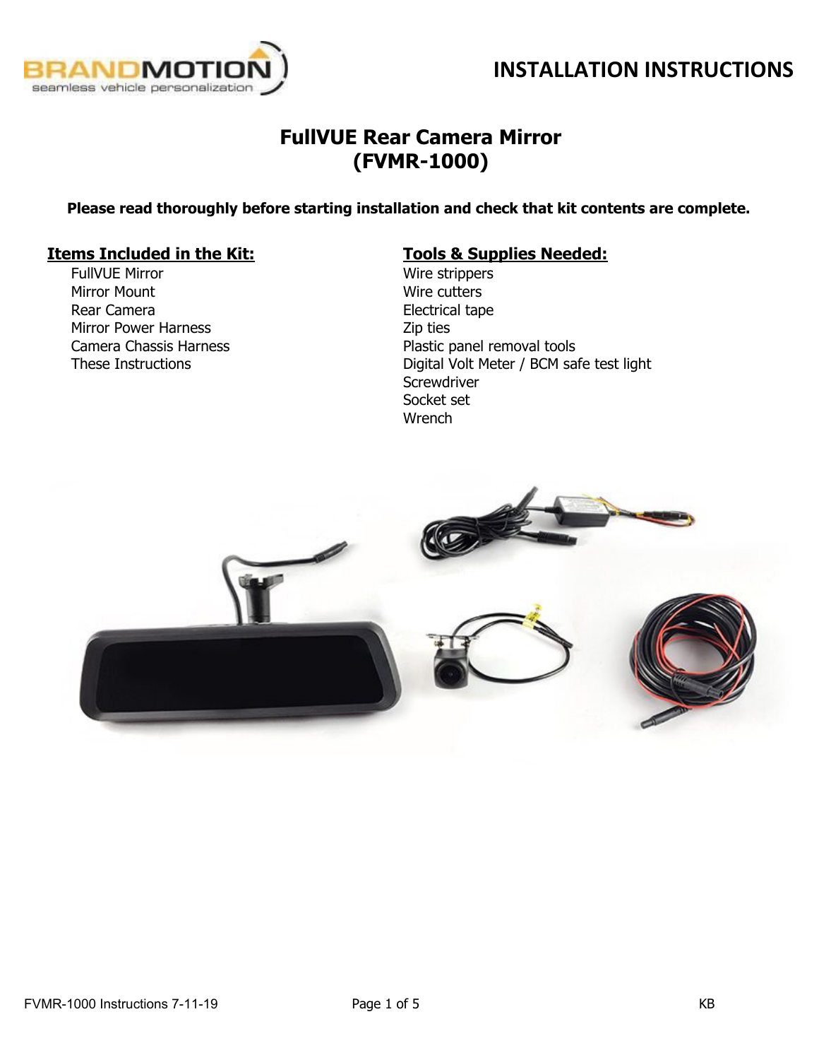# INSTALLATION INSTRUCTIONS

## FullVUE Rear Camera Mirror (FVMR-1000)

**Please read thoroughly before starting installation and check that kit contents are complete.**

**Items Included in the Kit:**

- FullVUE Mirror
- Mirror Mount
- Rear Camera
- Mirror Power Harness
- Camera Chassis Harness
- These Instructions

**Tools & Supplies Needed:**

- Wire strippers
- Wire cutters
- Electrical tape
- Zip ties
- Plastic panel removal tools
- Digital Volt Meter / BCM safe test light
- Screwdriver
- Socket set
- Wrench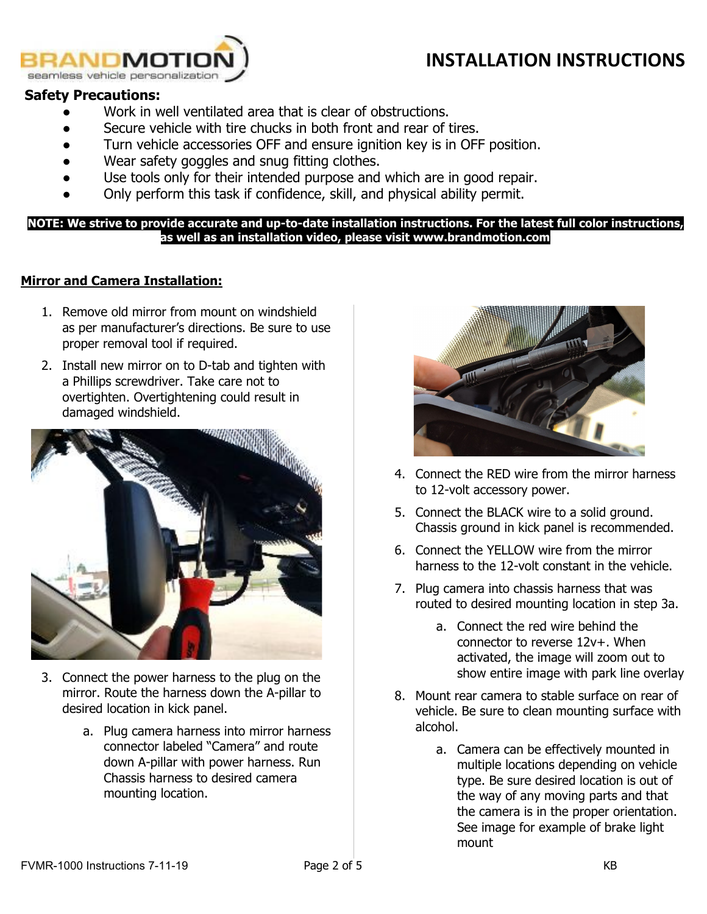# INSTALLATION INSTRUCTIONS

**Safety Precautions:**

- Work in well ventilated area that is clear of obstructions.
- Secure vehicle with tire chucks in both front and rear of tires.
- Turn vehicle accessories OFF and ensure ignition key is in OFF position.
- Wear safety goggles and snug fitting clothes.
- Use tools only for their intended purpose and which are in good repair.
- Only perform this task if confidence, skill, and physical ability permit.

**NOTE: We strive to provide accurate and up-to-date installation instructions. For the latest full color instructions, as well as an installation video, please visit www.brandmotion.com**

## Mirror and Camera Installation:

1. Remove old mirror from mount on windshield as per manufacturer's directions. Be sure to use proper removal tool if required.
2. Install new mirror on to D-tab and tighten with a Phillips screwdriver. Take care not to overtighten. Overtightening could result in damaged windshield.
3. Connect the power harness to the plug on the mirror. Route the harness down the A-pillar to desired location in kick panel.
   a. Plug camera harness into mirror harness connector labeled "Camera" and route down A-pillar with power harness. Run Chassis harness to desired camera mounting location.
4. Connect the RED wire from the mirror harness to 12-volt accessory power.
5. Connect the BLACK wire to a solid ground. Chassis ground in kick panel is recommended.
6. Connect the YELLOW wire from the mirror harness to the 12-volt constant in the vehicle.
7. Plug camera into chassis harness that was routed to desired mounting location in step 3a.
   a. Connect the red wire behind the connector to reverse 12v+. When activated, the image will zoom out to show entire image with park line overlay
8. Mount rear camera to stable surface on rear of vehicle. Be sure to clean mounting surface with alcohol.
   a. Camera can be effectively mounted in multiple locations depending on vehicle type. Be sure desired location is out of the way of any moving parts and that the camera is in the proper orientation. See image for example of brake light mount

FVMR-1000 Instructions 7-11-19 KB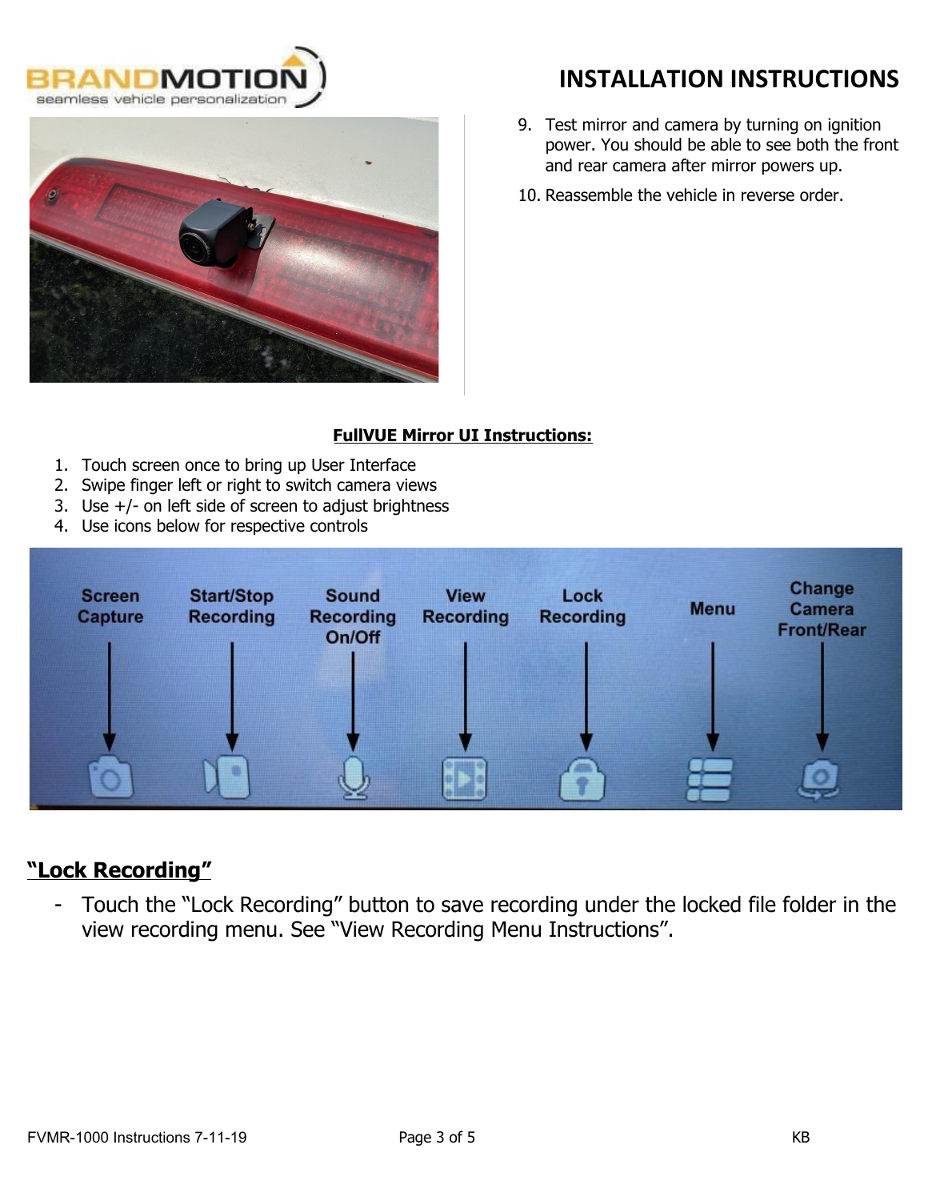9. Test mirror and camera by turning on ignition power. You should be able to see both the front and rear camera after mirror powers up.
10. Reassemble the vehicle in reverse order.

**FullVUE Mirror UI Instructions:**

1. Touch screen once to bring up User Interface
2. Swipe finger left or right to switch camera views
3. Use +/- on left side of screen to adjust brightness
4. Use icons below for respective controls

Screen Capture | Start/Stop Recording | Sound Recording On/Off | View Recording | Lock Recording | Menu | Change Camera Front/Rear

## "Lock Recording"

- Touch the "Lock Recording" button to save recording under the locked file folder in the view recording menu. See "View Recording Menu Instructions".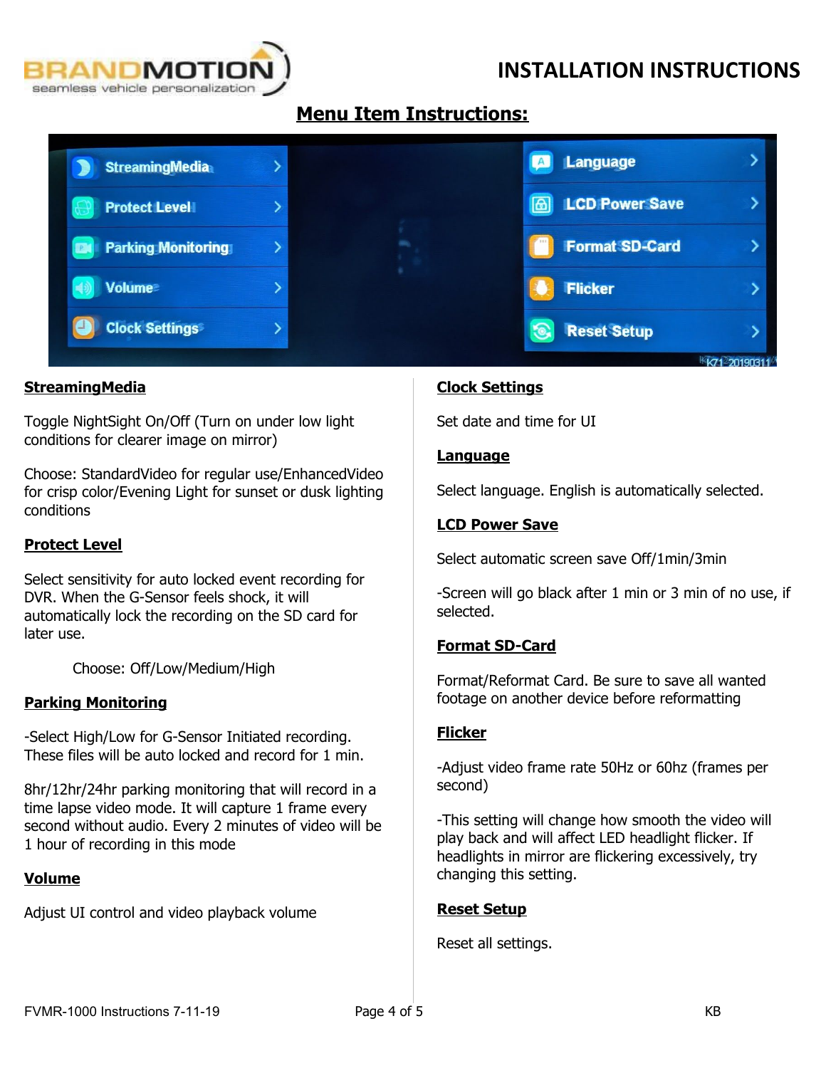# INSTALLATION INSTRUCTIONS

## Menu Item Instructions:

### StreamingMedia

Toggle NightSight On/Off (Turn on under low light conditions for clearer image on mirror)

Choose: StandardVideo for regular use/EnhancedVideo for crisp color/Evening Light for sunset or dusk lighting conditions

### Protect Level

Select sensitivity for auto locked event recording for DVR. When the G-Sensor feels shock, it will automatically lock the recording on the SD card for later use.

Choose: Off/Low/Medium/High

### Parking Monitoring

-Select High/Low for G-Sensor Initiated recording. These files will be auto locked and record for 1 min.

8hr/12hr/24hr parking monitoring that will record in a time lapse video mode. It will capture 1 frame every second without audio. Every 2 minutes of video will be 1 hour of recording in this mode

### Volume

Adjust UI control and video playback volume

### Clock Settings

Set date and time for UI

### Language

Select language. English is automatically selected.

### LCD Power Save

Select automatic screen save Off/1min/3min

-Screen will go black after 1 min or 3 min of no use, if selected.

### Format SD-Card

Format/Reformat Card. Be sure to save all wanted footage on another device before reformatting

### Flicker

-Adjust video frame rate 50Hz or 60hz (frames per second)

-This setting will change how smooth the video will play back and will affect LED headlight flicker. If headlights in mirror are flickering excessively, try changing this setting.

### Reset Setup

Reset all settings.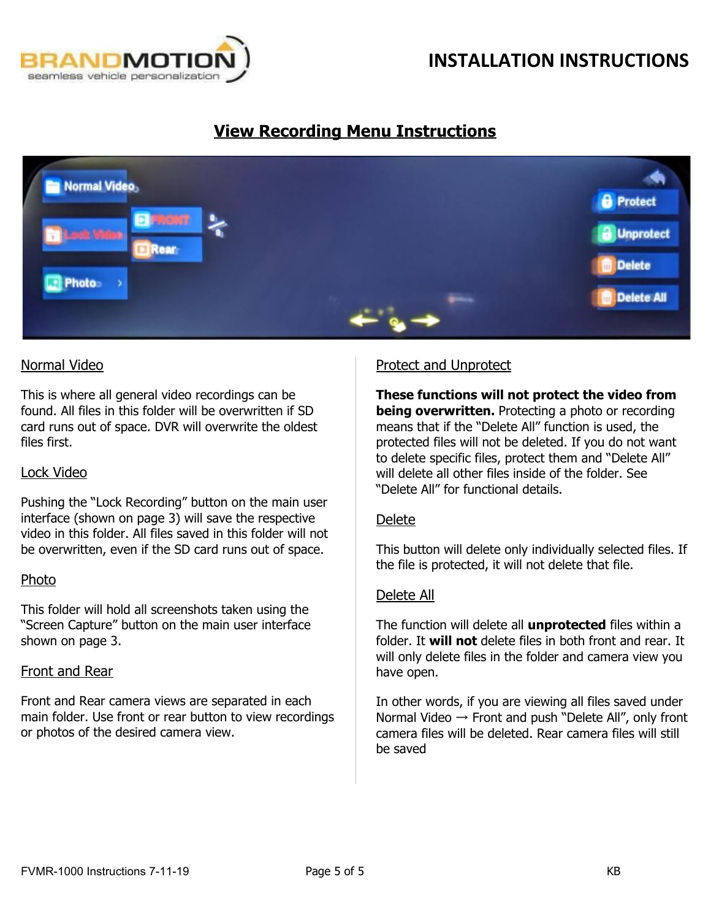# INSTALLATION INSTRUCTIONS

## View Recording Menu Instructions

### Normal Video

This is where all general video recordings can be found. All files in this folder will be overwritten if SD card runs out of space. DVR will overwrite the oldest files first.

### Lock Video

Pushing the "Lock Recording" button on the main user interface (shown on page 3) will save the respective video in this folder. All files saved in this folder will not be overwritten, even if the SD card runs out of space.

### Photo

This folder will hold all screenshots taken using the "Screen Capture" button on the main user interface shown on page 3.

### Front and Rear

Front and Rear camera views are separated in each main folder. Use front or rear button to view recordings or photos of the desired camera view.

### Protect and Unprotect

**These functions will not protect the video from being overwritten.** Protecting a photo or recording means that if the "Delete All" function is used, the protected files will not be deleted. If you do not want to delete specific files, protect them and "Delete All" will delete all other files inside of the folder. See "Delete All" for functional details.

### Delete

This button will delete only individually selected files. If the file is protected, it will not delete that file.

### Delete All

The function will delete all **unprotected** files within a folder. It **will not** delete files in both front and rear. It will only delete files in the folder and camera view you have open.

In other words, if you are viewing all files saved under Normal Video → Front and push "Delete All", only front camera files will be deleted. Rear camera files will still be saved